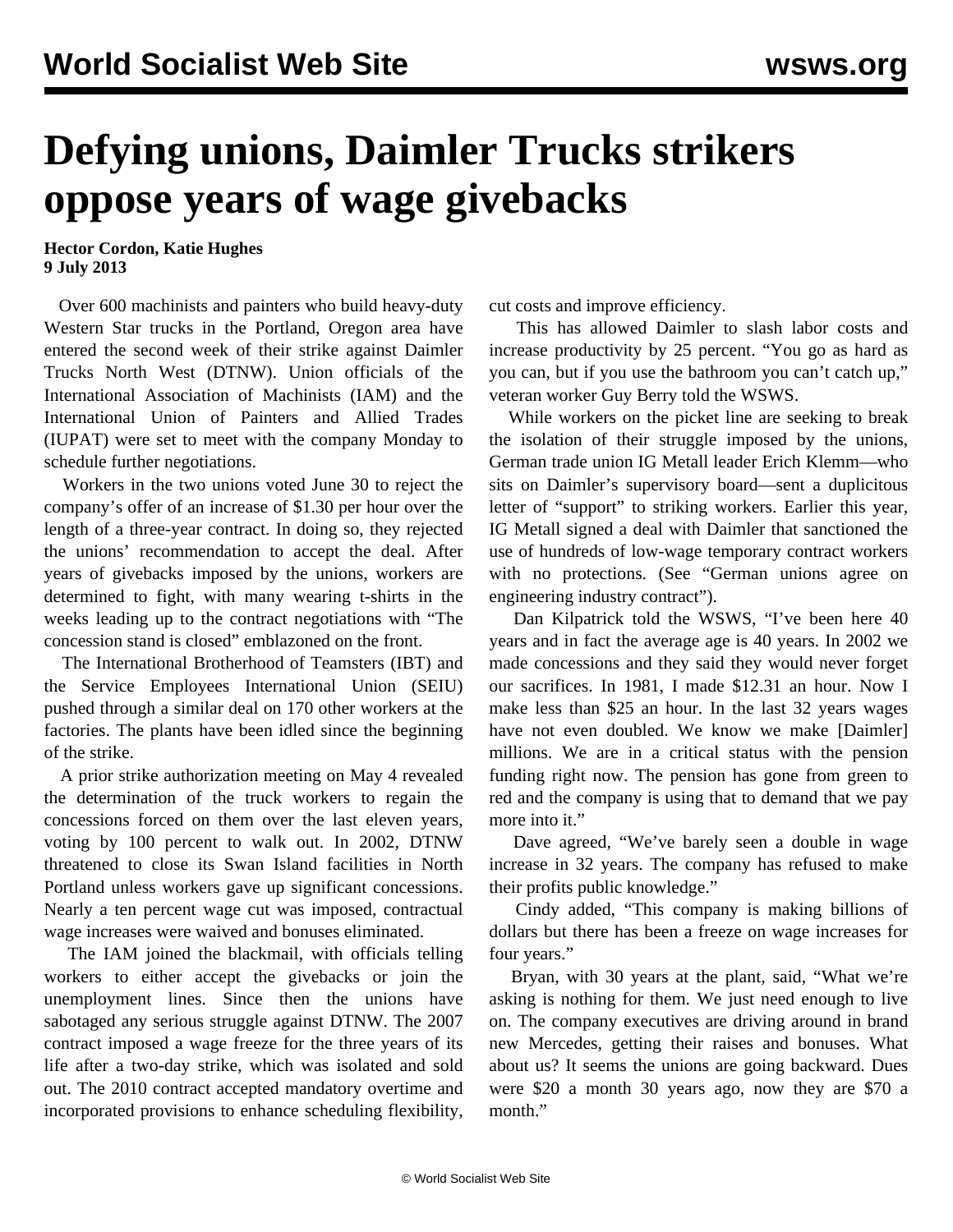# Defying unions, Daimler Trucks strikers oppose years of wage givebacks

**Hector Cordon, Katie Hughes**
**9 July 2013**

Over 600 machinists and painters who build heavy-duty Western Star trucks in the Portland, Oregon area have entered the second week of their strike against Daimler Trucks North West (DTNW). Union officials of the International Association of Machinists (IAM) and the International Union of Painters and Allied Trades (IUPAT) were set to meet with the company Monday to schedule further negotiations.

Workers in the two unions voted June 30 to reject the company's offer of an increase of $1.30 per hour over the length of a three-year contract. In doing so, they rejected the unions' recommendation to accept the deal. After years of givebacks imposed by the unions, workers are determined to fight, with many wearing t-shirts in the weeks leading up to the contract negotiations with "The concession stand is closed" emblazoned on the front.

The International Brotherhood of Teamsters (IBT) and the Service Employees International Union (SEIU) pushed through a similar deal on 170 other workers at the factories. The plants have been idled since the beginning of the strike.

A prior strike authorization meeting on May 4 revealed the determination of the truck workers to regain the concessions forced on them over the last eleven years, voting by 100 percent to walk out. In 2002, DTNW threatened to close its Swan Island facilities in North Portland unless workers gave up significant concessions. Nearly a ten percent wage cut was imposed, contractual wage increases were waived and bonuses eliminated.

The IAM joined the blackmail, with officials telling workers to either accept the givebacks or join the unemployment lines. Since then the unions have sabotaged any serious struggle against DTNW. The 2007 contract imposed a wage freeze for the three years of its life after a two-day strike, which was isolated and sold out. The 2010 contract accepted mandatory overtime and incorporated provisions to enhance scheduling flexibility, cut costs and improve efficiency.

This has allowed Daimler to slash labor costs and increase productivity by 25 percent. "You go as hard as you can, but if you use the bathroom you can't catch up," veteran worker Guy Berry told the WSWS.

While workers on the picket line are seeking to break the isolation of their struggle imposed by the unions, German trade union IG Metall leader Erich Klemm—who sits on Daimler's supervisory board—sent a duplicitous letter of "support" to striking workers. Earlier this year, IG Metall signed a deal with Daimler that sanctioned the use of hundreds of low-wage temporary contract workers with no protections. (See "German unions agree on engineering industry contract").

Dan Kilpatrick told the WSWS, "I've been here 40 years and in fact the average age is 40 years. In 2002 we made concessions and they said they would never forget our sacrifices. In 1981, I made $12.31 an hour. Now I make less than $25 an hour. In the last 32 years wages have not even doubled. We know we make [Daimler] millions. We are in a critical status with the pension funding right now. The pension has gone from green to red and the company is using that to demand that we pay more into it."

Dave agreed, "We've barely seen a double in wage increase in 32 years. The company has refused to make their profits public knowledge."

Cindy added, "This company is making billions of dollars but there has been a freeze on wage increases for four years."

Bryan, with 30 years at the plant, said, "What we're asking is nothing for them. We just need enough to live on. The company executives are driving around in brand new Mercedes, getting their raises and bonuses. What about us? It seems the unions are going backward. Dues were $20 a month 30 years ago, now they are $70 a month."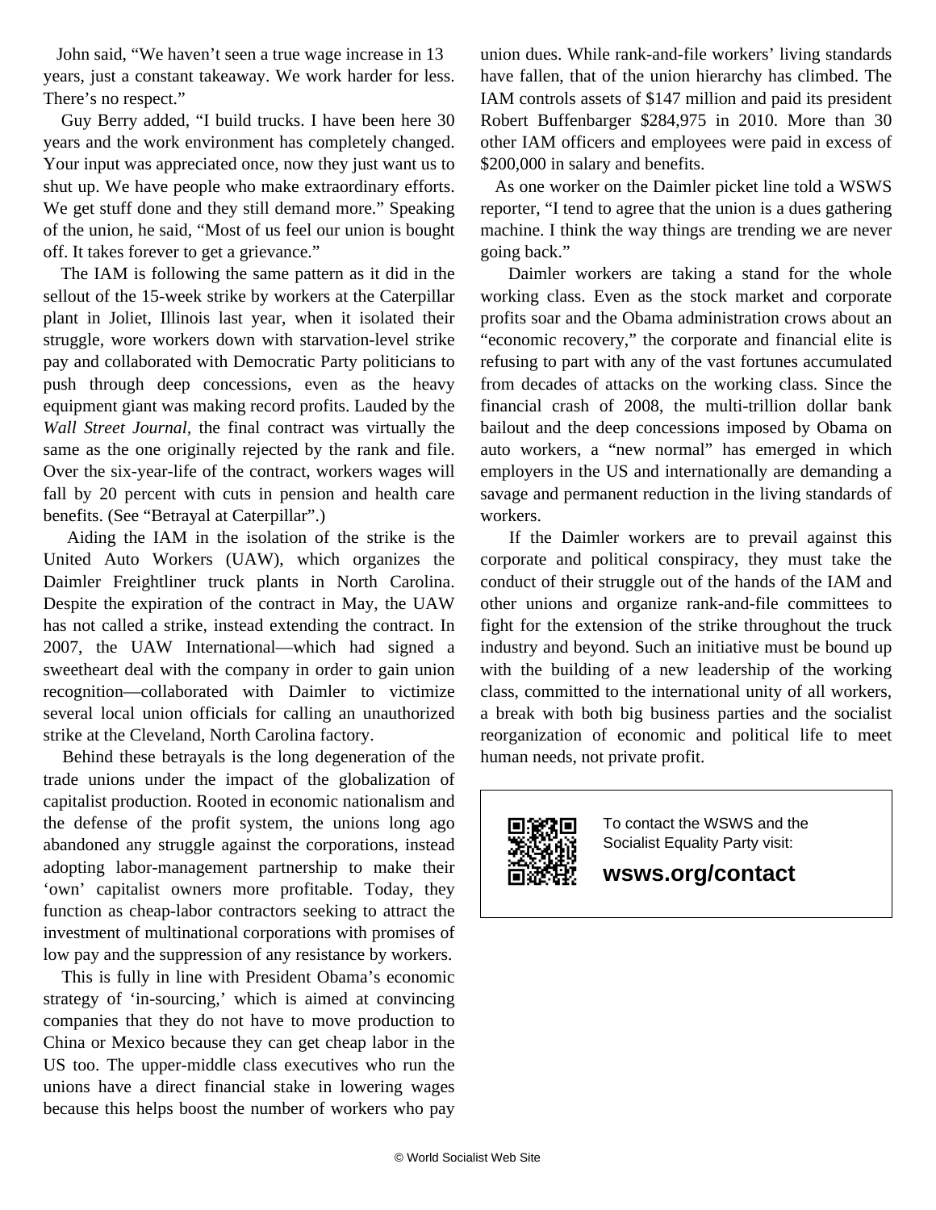John said, "We haven't seen a true wage increase in 13 years, just a constant takeaway. We work harder for less. There's no respect."

Guy Berry added, "I build trucks. I have been here 30 years and the work environment has completely changed. Your input was appreciated once, now they just want us to shut up. We have people who make extraordinary efforts. We get stuff done and they still demand more." Speaking of the union, he said, "Most of us feel our union is bought off. It takes forever to get a grievance."

The IAM is following the same pattern as it did in the sellout of the 15-week strike by workers at the Caterpillar plant in Joliet, Illinois last year, when it isolated their struggle, wore workers down with starvation-level strike pay and collaborated with Democratic Party politicians to push through deep concessions, even as the heavy equipment giant was making record profits. Lauded by the *Wall Street Journal,* the final contract was virtually the same as the one originally rejected by the rank and file. Over the six-year-life of the contract, workers wages will fall by 20 percent with cuts in pension and health care benefits. (See "Betrayal at Caterpillar".)

Aiding the IAM in the isolation of the strike is the United Auto Workers (UAW), which organizes the Daimler Freightliner truck plants in North Carolina. Despite the expiration of the contract in May, the UAW has not called a strike, instead extending the contract. In 2007, the UAW International—which had signed a sweetheart deal with the company in order to gain union recognition—collaborated with Daimler to victimize several local union officials for calling an unauthorized strike at the Cleveland, North Carolina factory.

Behind these betrayals is the long degeneration of the trade unions under the impact of the globalization of capitalist production. Rooted in economic nationalism and the defense of the profit system, the unions long ago abandoned any struggle against the corporations, instead adopting labor-management partnership to make their 'own' capitalist owners more profitable. Today, they function as cheap-labor contractors seeking to attract the investment of multinational corporations with promises of low pay and the suppression of any resistance by workers.

This is fully in line with President Obama's economic strategy of 'in-sourcing,' which is aimed at convincing companies that they do not have to move production to China or Mexico because they can get cheap labor in the US too. The upper-middle class executives who run the unions have a direct financial stake in lowering wages because this helps boost the number of workers who pay union dues. While rank-and-file workers' living standards have fallen, that of the union hierarchy has climbed. The IAM controls assets of $147 million and paid its president Robert Buffenbarger $284,975 in 2010. More than 30 other IAM officers and employees were paid in excess of $200,000 in salary and benefits.

As one worker on the Daimler picket line told a WSWS reporter, "I tend to agree that the union is a dues gathering machine. I think the way things are trending we are never going back."

Daimler workers are taking a stand for the whole working class. Even as the stock market and corporate profits soar and the Obama administration crows about an "economic recovery," the corporate and financial elite is refusing to part with any of the vast fortunes accumulated from decades of attacks on the working class. Since the financial crash of 2008, the multi-trillion dollar bank bailout and the deep concessions imposed by Obama on auto workers, a "new normal" has emerged in which employers in the US and internationally are demanding a savage and permanent reduction in the living standards of workers.

If the Daimler workers are to prevail against this corporate and political conspiracy, they must take the conduct of their struggle out of the hands of the IAM and other unions and organize rank-and-file committees to fight for the extension of the strike throughout the truck industry and beyond. Such an initiative must be bound up with the building of a new leadership of the working class, committed to the international unity of all workers, a break with both big business parties and the socialist reorganization of economic and political life to meet human needs, not private profit.

To contact the WSWS and the Socialist Equality Party visit:

**wsws.org/contact**